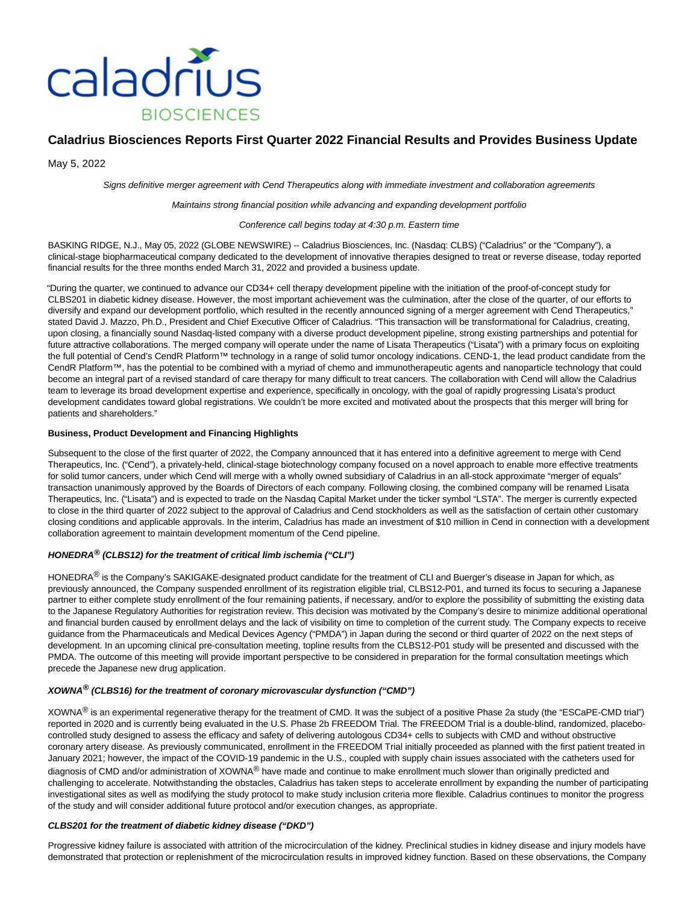# Caladrius Biosciences Reports First Quarter 2022 Financial Results and Provides Business Update

May 5, 2022

*Signs definitive merger agreement with Cend Therapeutics along with immediate investment and collaboration agreements*

*Maintains strong financial position while advancing and expanding development portfolio*

*Conference call begins today at 4:30 p.m. Eastern time*

BASKING RIDGE, N.J., May 05, 2022 (GLOBE NEWSWIRE) -- Caladrius Biosciences, Inc. (Nasdaq: CLBS) ("Caladrius" or the "Company"), a clinical-stage biopharmaceutical company dedicated to the development of innovative therapies designed to treat or reverse disease, today reported financial results for the three months ended March 31, 2022 and provided a business update.

"During the quarter, we continued to advance our CD34+ cell therapy development pipeline with the initiation of the proof-of-concept study for CLBS201 in diabetic kidney disease. However, the most important achievement was the culmination, after the close of the quarter, of our efforts to diversify and expand our development portfolio, which resulted in the recently announced signing of a merger agreement with Cend Therapeutics," stated David J. Mazzo, Ph.D., President and Chief Executive Officer of Caladrius. "This transaction will be transformational for Caladrius, creating, upon closing, a financially sound Nasdaq-listed company with a diverse product development pipeline, strong existing partnerships and potential for future attractive collaborations. The merged company will operate under the name of Lisata Therapeutics ("Lisata") with a primary focus on exploiting the full potential of Cend's CendR Platform™ technology in a range of solid tumor oncology indications. CEND-1, the lead product candidate from the CendR Platform™, has the potential to be combined with a myriad of chemo and immunotherapeutic agents and nanoparticle technology that could become an integral part of a revised standard of care therapy for many difficult to treat cancers. The collaboration with Cend will allow the Caladrius team to leverage its broad development expertise and experience, specifically in oncology, with the goal of rapidly progressing Lisata's product development candidates toward global registrations. We couldn't be more excited and motivated about the prospects that this merger will bring for patients and shareholders."

**Business, Product Development and Financing Highlights**

Subsequent to the close of the first quarter of 2022, the Company announced that it has entered into a definitive agreement to merge with Cend Therapeutics, Inc. ("Cend"), a privately-held, clinical-stage biotechnology company focused on a novel approach to enable more effective treatments for solid tumor cancers, under which Cend will merge with a wholly owned subsidiary of Caladrius in an all-stock approximate "merger of equals" transaction unanimously approved by the Boards of Directors of each company. Following closing, the combined company will be renamed Lisata Therapeutics, Inc. ("Lisata") and is expected to trade on the Nasdaq Capital Market under the ticker symbol "LSTA". The merger is currently expected to close in the third quarter of 2022 subject to the approval of Caladrius and Cend stockholders as well as the satisfaction of certain other customary closing conditions and applicable approvals. In the interim, Caladrius has made an investment of $10 million in Cend in connection with a development collaboration agreement to maintain development momentum of the Cend pipeline.

***HONEDRA® (CLBS12) for the treatment of critical limb ischemia ("CLI")***

HONEDRA® is the Company's SAKIGAKE-designated product candidate for the treatment of CLI and Buerger's disease in Japan for which, as previously announced, the Company suspended enrollment of its registration eligible trial, CLBS12-P01, and turned its focus to securing a Japanese partner to either complete study enrollment of the four remaining patients, if necessary, and/or to explore the possibility of submitting the existing data to the Japanese Regulatory Authorities for registration review. This decision was motivated by the Company's desire to minimize additional operational and financial burden caused by enrollment delays and the lack of visibility on time to completion of the current study. The Company expects to receive guidance from the Pharmaceuticals and Medical Devices Agency ("PMDA") in Japan during the second or third quarter of 2022 on the next steps of development. In an upcoming clinical pre-consultation meeting, topline results from the CLBS12-P01 study will be presented and discussed with the PMDA. The outcome of this meeting will provide important perspective to be considered in preparation for the formal consultation meetings which precede the Japanese new drug application.

***XOWNA® (CLBS16) for the treatment of coronary microvascular dysfunction ("CMD")***

XOWNA® is an experimental regenerative therapy for the treatment of CMD. It was the subject of a positive Phase 2a study (the "ESCaPE-CMD trial") reported in 2020 and is currently being evaluated in the U.S. Phase 2b FREEDOM Trial. The FREEDOM Trial is a double-blind, randomized, placebo-controlled study designed to assess the efficacy and safety of delivering autologous CD34+ cells to subjects with CMD and without obstructive coronary artery disease. As previously communicated, enrollment in the FREEDOM Trial initially proceeded as planned with the first patient treated in January 2021; however, the impact of the COVID-19 pandemic in the U.S., coupled with supply chain issues associated with the catheters used for diagnosis of CMD and/or administration of XOWNA® have made and continue to make enrollment much slower than originally predicted and challenging to accelerate. Notwithstanding the obstacles, Caladrius has taken steps to accelerate enrollment by expanding the number of participating investigational sites as well as modifying the study protocol to make study inclusion criteria more flexible. Caladrius continues to monitor the progress of the study and will consider additional future protocol and/or execution changes, as appropriate.

***CLBS201 for the treatment of diabetic kidney disease ("DKD")***

Progressive kidney failure is associated with attrition of the microcirculation of the kidney. Preclinical studies in kidney disease and injury models have demonstrated that protection or replenishment of the microcirculation results in improved kidney function. Based on these observations, the Company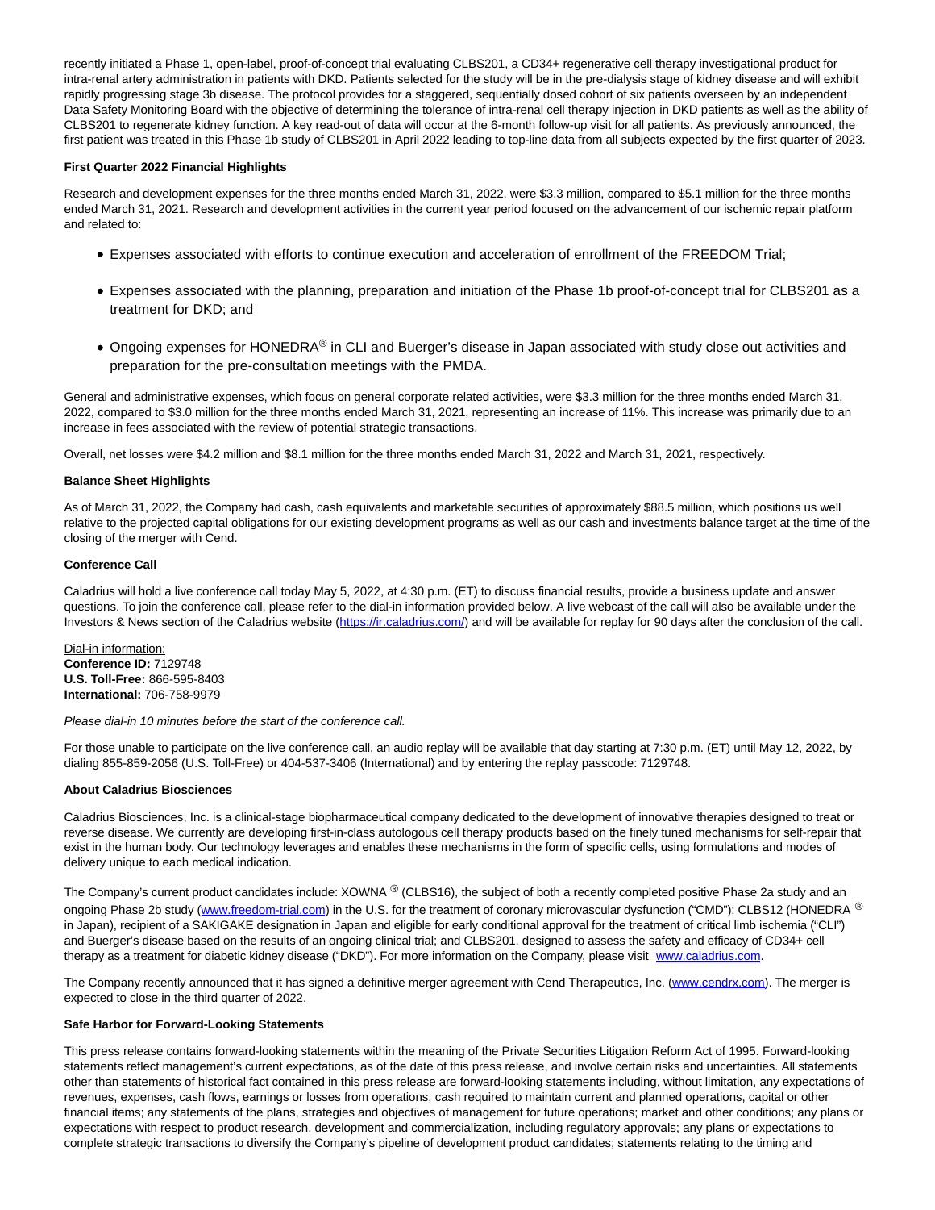recently initiated a Phase 1, open-label, proof-of-concept trial evaluating CLBS201, a CD34+ regenerative cell therapy investigational product for intra-renal artery administration in patients with DKD. Patients selected for the study will be in the pre-dialysis stage of kidney disease and will exhibit rapidly progressing stage 3b disease. The protocol provides for a staggered, sequentially dosed cohort of six patients overseen by an independent Data Safety Monitoring Board with the objective of determining the tolerance of intra-renal cell therapy injection in DKD patients as well as the ability of CLBS201 to regenerate kidney function. A key read-out of data will occur at the 6-month follow-up visit for all patients. As previously announced, the first patient was treated in this Phase 1b study of CLBS201 in April 2022 leading to top-line data from all subjects expected by the first quarter of 2023.

**First Quarter 2022 Financial Highlights**

Research and development expenses for the three months ended March 31, 2022, were $3.3 million, compared to $5.1 million for the three months ended March 31, 2021. Research and development activities in the current year period focused on the advancement of our ischemic repair platform and related to:

- Expenses associated with efforts to continue execution and acceleration of enrollment of the FREEDOM Trial;
- Expenses associated with the planning, preparation and initiation of the Phase 1b proof-of-concept trial for CLBS201 as a treatment for DKD; and
- Ongoing expenses for HONEDRA® in CLI and Buerger's disease in Japan associated with study close out activities and preparation for the pre-consultation meetings with the PMDA.

General and administrative expenses, which focus on general corporate related activities, were $3.3 million for the three months ended March 31, 2022, compared to $3.0 million for the three months ended March 31, 2021, representing an increase of 11%. This increase was primarily due to an increase in fees associated with the review of potential strategic transactions.

Overall, net losses were $4.2 million and $8.1 million for the three months ended March 31, 2022 and March 31, 2021, respectively.

**Balance Sheet Highlights**

As of March 31, 2022, the Company had cash, cash equivalents and marketable securities of approximately $88.5 million, which positions us well relative to the projected capital obligations for our existing development programs as well as our cash and investments balance target at the time of the closing of the merger with Cend.

**Conference Call**

Caladrius will hold a live conference call today May 5, 2022, at 4:30 p.m. (ET) to discuss financial results, provide a business update and answer questions. To join the conference call, please refer to the dial-in information provided below. A live webcast of the call will also be available under the Investors & News section of the Caladrius website (https://ir.caladrius.com/) and will be available for replay for 90 days after the conclusion of the call.

Dial-in information:
**Conference ID:** 7129748
**U.S. Toll-Free:** 866-595-8403
**International:** 706-758-9979

*Please dial-in 10 minutes before the start of the conference call.*

For those unable to participate on the live conference call, an audio replay will be available that day starting at 7:30 p.m. (ET) until May 12, 2022, by dialing 855-859-2056 (U.S. Toll-Free) or 404-537-3406 (International) and by entering the replay passcode: 7129748.

**About Caladrius Biosciences**

Caladrius Biosciences, Inc. is a clinical-stage biopharmaceutical company dedicated to the development of innovative therapies designed to treat or reverse disease. We currently are developing first-in-class autologous cell therapy products based on the finely tuned mechanisms for self-repair that exist in the human body. Our technology leverages and enables these mechanisms in the form of specific cells, using formulations and modes of delivery unique to each medical indication.

The Company's current product candidates include: XOWNA ® (CLBS16), the subject of both a recently completed positive Phase 2a study and an ongoing Phase 2b study (www.freedom-trial.com) in the U.S. for the treatment of coronary microvascular dysfunction ("CMD"); CLBS12 (HONEDRA ® in Japan), recipient of a SAKIGAKE designation in Japan and eligible for early conditional approval for the treatment of critical limb ischemia ("CLI") and Buerger's disease based on the results of an ongoing clinical trial; and CLBS201, designed to assess the safety and efficacy of CD34+ cell therapy as a treatment for diabetic kidney disease ("DKD"). For more information on the Company, please visit www.caladrius.com.

The Company recently announced that it has signed a definitive merger agreement with Cend Therapeutics, Inc. (www.cendrx.com). The merger is expected to close in the third quarter of 2022.

**Safe Harbor for Forward-Looking Statements**

This press release contains forward-looking statements within the meaning of the Private Securities Litigation Reform Act of 1995. Forward-looking statements reflect management's current expectations, as of the date of this press release, and involve certain risks and uncertainties. All statements other than statements of historical fact contained in this press release are forward-looking statements including, without limitation, any expectations of revenues, expenses, cash flows, earnings or losses from operations, cash required to maintain current and planned operations, capital or other financial items; any statements of the plans, strategies and objectives of management for future operations; market and other conditions; any plans or expectations with respect to product research, development and commercialization, including regulatory approvals; any plans or expectations to complete strategic transactions to diversify the Company's pipeline of development product candidates; statements relating to the timing and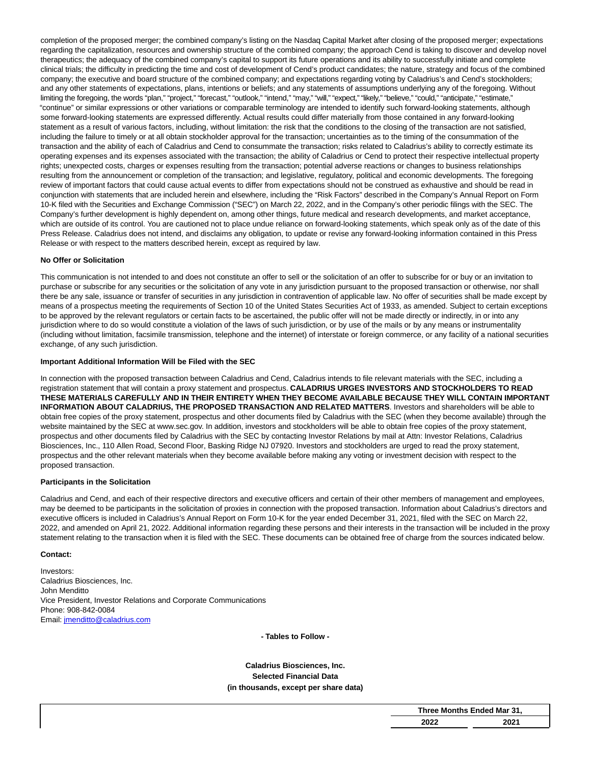completion of the proposed merger; the combined company's listing on the Nasdaq Capital Market after closing of the proposed merger; expectations regarding the capitalization, resources and ownership structure of the combined company; the approach Cend is taking to discover and develop novel therapeutics; the adequacy of the combined company's capital to support its future operations and its ability to successfully initiate and complete clinical trials; the difficulty in predicting the time and cost of development of Cend's product candidates; the nature, strategy and focus of the combined company; the executive and board structure of the combined company; and expectations regarding voting by Caladrius's and Cend's stockholders; and any other statements of expectations, plans, intentions or beliefs; and any statements of assumptions underlying any of the foregoing. Without limiting the foregoing, the words "plan," "project," "forecast," "outlook," "intend," "may," "will," "expect," "likely," "believe," "could," "anticipate," "estimate," "continue" or similar expressions or other variations or comparable terminology are intended to identify such forward-looking statements, although some forward-looking statements are expressed differently. Actual results could differ materially from those contained in any forward-looking statement as a result of various factors, including, without limitation: the risk that the conditions to the closing of the transaction are not satisfied, including the failure to timely or at all obtain stockholder approval for the transaction; uncertainties as to the timing of the consummation of the transaction and the ability of each of Caladrius and Cend to consummate the transaction; risks related to Caladrius's ability to correctly estimate its operating expenses and its expenses associated with the transaction; the ability of Caladrius or Cend to protect their respective intellectual property rights; unexpected costs, charges or expenses resulting from the transaction; potential adverse reactions or changes to business relationships resulting from the announcement or completion of the transaction; and legislative, regulatory, political and economic developments. The foregoing review of important factors that could cause actual events to differ from expectations should not be construed as exhaustive and should be read in conjunction with statements that are included herein and elsewhere, including the "Risk Factors" described in the Company's Annual Report on Form 10-K filed with the Securities and Exchange Commission ("SEC") on March 22, 2022, and in the Company's other periodic filings with the SEC. The Company's further development is highly dependent on, among other things, future medical and research developments, and market acceptance, which are outside of its control. You are cautioned not to place undue reliance on forward-looking statements, which speak only as of the date of this Press Release. Caladrius does not intend, and disclaims any obligation, to update or revise any forward-looking information contained in this Press Release or with respect to the matters described herein, except as required by law.

**No Offer or Solicitation**

This communication is not intended to and does not constitute an offer to sell or the solicitation of an offer to subscribe for or buy or an invitation to purchase or subscribe for any securities or the solicitation of any vote in any jurisdiction pursuant to the proposed transaction or otherwise, nor shall there be any sale, issuance or transfer of securities in any jurisdiction in contravention of applicable law. No offer of securities shall be made except by means of a prospectus meeting the requirements of Section 10 of the United States Securities Act of 1933, as amended. Subject to certain exceptions to be approved by the relevant regulators or certain facts to be ascertained, the public offer will not be made directly or indirectly, in or into any jurisdiction where to do so would constitute a violation of the laws of such jurisdiction, or by use of the mails or by any means or instrumentality (including without limitation, facsimile transmission, telephone and the internet) of interstate or foreign commerce, or any facility of a national securities exchange, of any such jurisdiction.

**Important Additional Information Will be Filed with the SEC**

In connection with the proposed transaction between Caladrius and Cend, Caladrius intends to file relevant materials with the SEC, including a registration statement that will contain a proxy statement and prospectus. **CALADRIUS URGES INVESTORS AND STOCKHOLDERS TO READ THESE MATERIALS CAREFULLY AND IN THEIR ENTIRETY WHEN THEY BECOME AVAILABLE BECAUSE THEY WILL CONTAIN IMPORTANT INFORMATION ABOUT CALADRIUS, THE PROPOSED TRANSACTION AND RELATED MATTERS**. Investors and shareholders will be able to obtain free copies of the proxy statement, prospectus and other documents filed by Caladrius with the SEC (when they become available) through the website maintained by the SEC at www.sec.gov. In addition, investors and stockholders will be able to obtain free copies of the proxy statement, prospectus and other documents filed by Caladrius with the SEC by contacting Investor Relations by mail at Attn: Investor Relations, Caladrius Biosciences, Inc., 110 Allen Road, Second Floor, Basking Ridge NJ 07920. Investors and stockholders are urged to read the proxy statement, prospectus and the other relevant materials when they become available before making any voting or investment decision with respect to the proposed transaction.

**Participants in the Solicitation**

Caladrius and Cend, and each of their respective directors and executive officers and certain of their other members of management and employees, may be deemed to be participants in the solicitation of proxies in connection with the proposed transaction. Information about Caladrius's directors and executive officers is included in Caladrius's Annual Report on Form 10-K for the year ended December 31, 2021, filed with the SEC on March 22, 2022, and amended on April 21, 2022. Additional information regarding these persons and their interests in the transaction will be included in the proxy statement relating to the transaction when it is filed with the SEC. These documents can be obtained free of charge from the sources indicated below.

**Contact:**

Investors:
Caladrius Biosciences, Inc.
John Menditto
Vice President, Investor Relations and Corporate Communications
Phone: 908-842-0084
Email: jmenditto@caladrius.com

**- Tables to Follow -**

**Caladrius Biosciences, Inc.**
**Selected Financial Data**
**(in thousands, except per share data)**

| | Three Months Ended Mar 31, | |
|---|---|---|
| | 2022 | 2021 |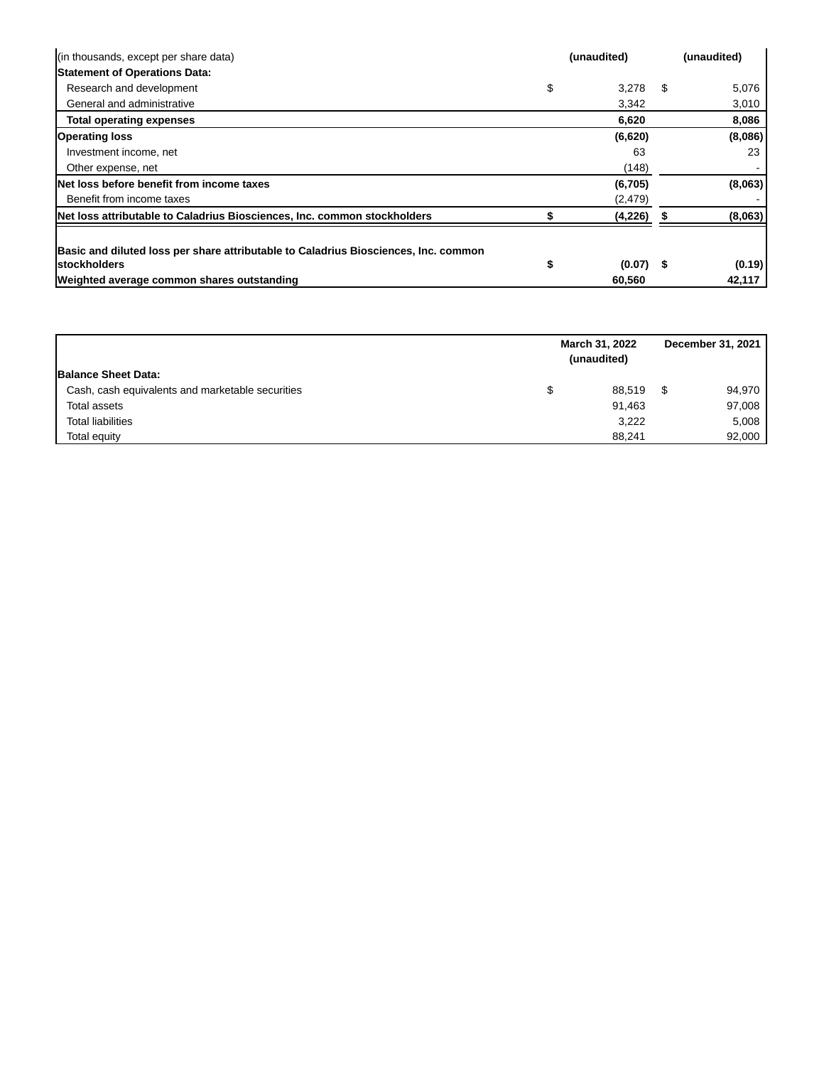| (in thousands, except per share data) | (unaudited) | (unaudited) |
|---|---|---|
| **Statement of Operations Data:** | | |
| Research and development | $ 3,278 | $ 5,076 |
| General and administrative | 3,342 | 3,010 |
| **Total operating expenses** | **6,620** | **8,086** |
| **Operating loss** | **(6,620)** | **(8,086)** |
| Investment income, net | 63 | 23 |
| Other expense, net | (148) | - |
| **Net loss before benefit from income taxes** | **(6,705)** | **(8,063)** |
| Benefit from income taxes | (2,479) | - |
| **Net loss attributable to Caladrius Biosciences, Inc. common stockholders** | **$ (4,226)** | **$ (8,063)** |
| **Basic and diluted loss per share attributable to Caladrius Biosciences, Inc. common stockholders** | **$ (0.07)** | **$ (0.19)** |
| **Weighted average common shares outstanding** | **60,560** | **42,117** |

| | March 31, 2022 (unaudited) | December 31, 2021 |
|---|---|---|
| **Balance Sheet Data:** | | |
| Cash, cash equivalents and marketable securities | $ 88,519 | $ 94,970 |
| Total assets | 91,463 | 97,008 |
| Total liabilities | 3,222 | 5,008 |
| Total equity | 88,241 | 92,000 |